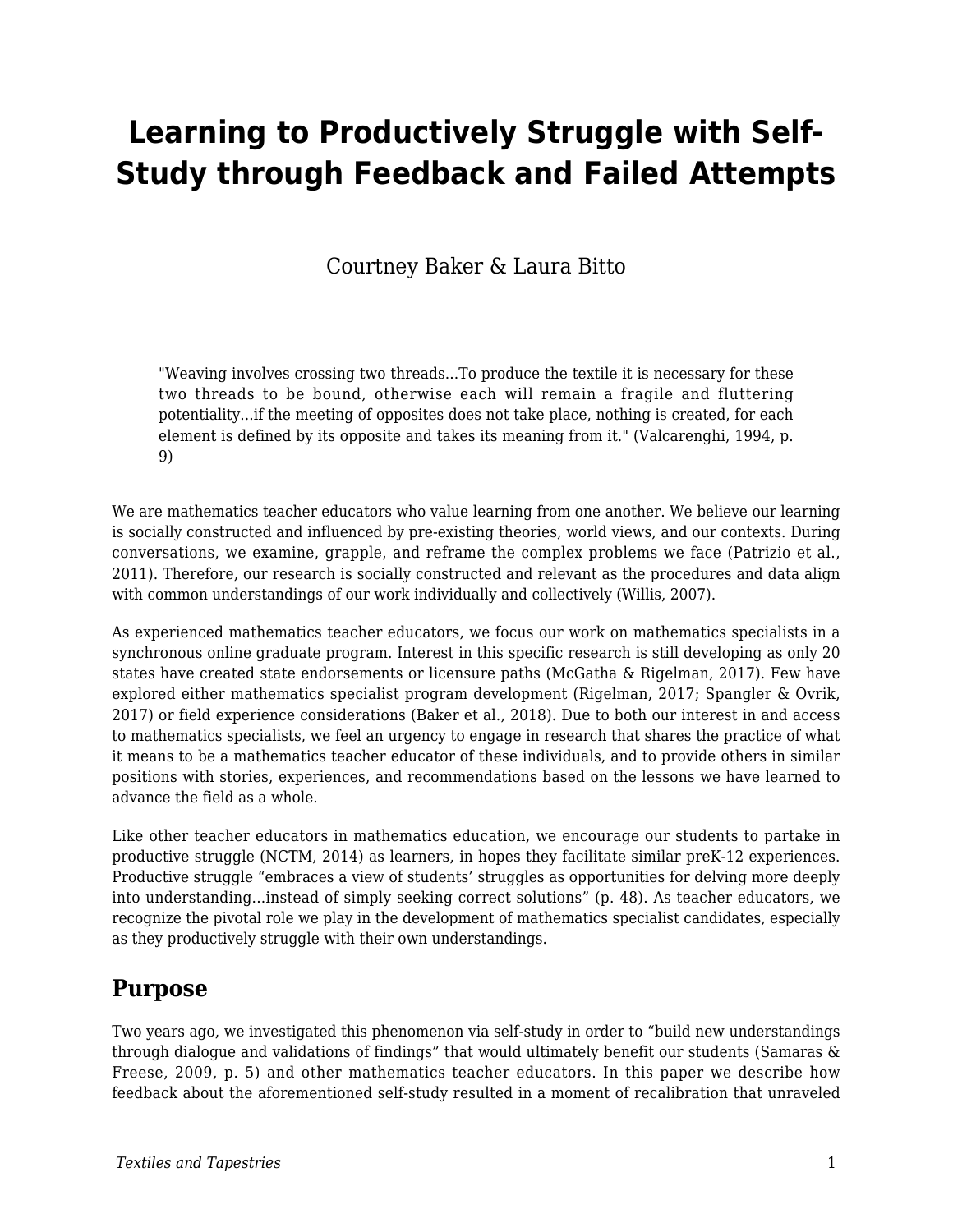# Learning to Productively Struggle with Self-Study through Feedback and Failed Attempts

Courtney Baker & Laura Bitto

> "Weaving involves crossing two threads...To produce the textile it is necessary for these two threads to be bound, otherwise each will remain a fragile and fluttering potentiality...if the meeting of opposites does not take place, nothing is created, for each element is defined by its opposite and takes its meaning from it." (Valcarenghi, 1994, p. 9)

We are mathematics teacher educators who value learning from one another. We believe our learning is socially constructed and influenced by pre-existing theories, world views, and our contexts. During conversations, we examine, grapple, and reframe the complex problems we face (Patrizio et al., 2011). Therefore, our research is socially constructed and relevant as the procedures and data align with common understandings of our work individually and collectively (Willis, 2007).

As experienced mathematics teacher educators, we focus our work on mathematics specialists in a synchronous online graduate program. Interest in this specific research is still developing as only 20 states have created state endorsements or licensure paths (McGatha & Rigelman, 2017). Few have explored either mathematics specialist program development (Rigelman, 2017; Spangler & Ovrik, 2017) or field experience considerations (Baker et al., 2018). Due to both our interest in and access to mathematics specialists, we feel an urgency to engage in research that shares the practice of what it means to be a mathematics teacher educator of these individuals, and to provide others in similar positions with stories, experiences, and recommendations based on the lessons we have learned to advance the field as a whole.

Like other teacher educators in mathematics education, we encourage our students to partake in productive struggle (NCTM, 2014) as learners, in hopes they facilitate similar preK-12 experiences. Productive struggle "embraces a view of students' struggles as opportunities for delving more deeply into understanding...instead of simply seeking correct solutions" (p. 48). As teacher educators, we recognize the pivotal role we play in the development of mathematics specialist candidates, especially as they productively struggle with their own understandings.

## Purpose

Two years ago, we investigated this phenomenon via self-study in order to "build new understandings through dialogue and validations of findings" that would ultimately benefit our students (Samaras & Freese, 2009, p. 5) and other mathematics teacher educators. In this paper we describe how feedback about the aforementioned self-study resulted in a moment of recalibration that unraveled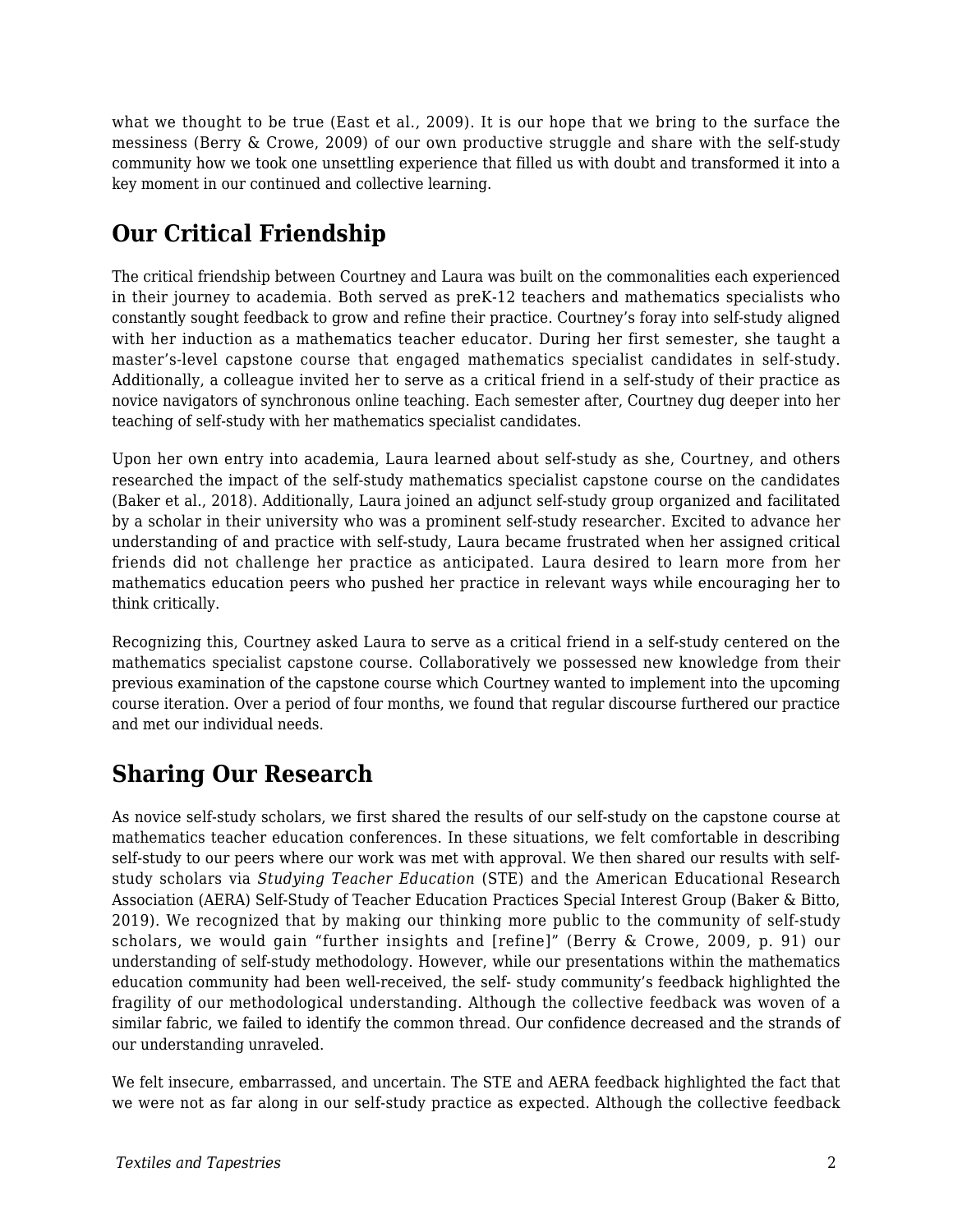what we thought to be true (East et al., 2009). It is our hope that we bring to the surface the messiness (Berry & Crowe, 2009) of our own productive struggle and share with the self-study community how we took one unsettling experience that filled us with doubt and transformed it into a key moment in our continued and collective learning.

## Our Critical Friendship

The critical friendship between Courtney and Laura was built on the commonalities each experienced in their journey to academia. Both served as preK-12 teachers and mathematics specialists who constantly sought feedback to grow and refine their practice. Courtney's foray into self-study aligned with her induction as a mathematics teacher educator. During her first semester, she taught a master's-level capstone course that engaged mathematics specialist candidates in self-study. Additionally, a colleague invited her to serve as a critical friend in a self-study of their practice as novice navigators of synchronous online teaching. Each semester after, Courtney dug deeper into her teaching of self-study with her mathematics specialist candidates.

Upon her own entry into academia, Laura learned about self-study as she, Courtney, and others researched the impact of the self-study mathematics specialist capstone course on the candidates (Baker et al., 2018). Additionally, Laura joined an adjunct self-study group organized and facilitated by a scholar in their university who was a prominent self-study researcher. Excited to advance her understanding of and practice with self-study, Laura became frustrated when her assigned critical friends did not challenge her practice as anticipated. Laura desired to learn more from her mathematics education peers who pushed her practice in relevant ways while encouraging her to think critically.

Recognizing this, Courtney asked Laura to serve as a critical friend in a self-study centered on the mathematics specialist capstone course. Collaboratively we possessed new knowledge from their previous examination of the capstone course which Courtney wanted to implement into the upcoming course iteration. Over a period of four months, we found that regular discourse furthered our practice and met our individual needs.

## Sharing Our Research

As novice self-study scholars, we first shared the results of our self-study on the capstone course at mathematics teacher education conferences. In these situations, we felt comfortable in describing self-study to our peers where our work was met with approval. We then shared our results with self-study scholars via *Studying Teacher Education* (STE) and the American Educational Research Association (AERA) Self-Study of Teacher Education Practices Special Interest Group (Baker & Bitto, 2019). We recognized that by making our thinking more public to the community of self-study scholars, we would gain "further insights and [refine]" (Berry & Crowe, 2009, p. 91) our understanding of self-study methodology. However, while our presentations within the mathematics education community had been well-received, the self- study community's feedback highlighted the fragility of our methodological understanding. Although the collective feedback was woven of a similar fabric, we failed to identify the common thread. Our confidence decreased and the strands of our understanding unraveled.

We felt insecure, embarrassed, and uncertain. The STE and AERA feedback highlighted the fact that we were not as far along in our self-study practice as expected. Although the collective feedback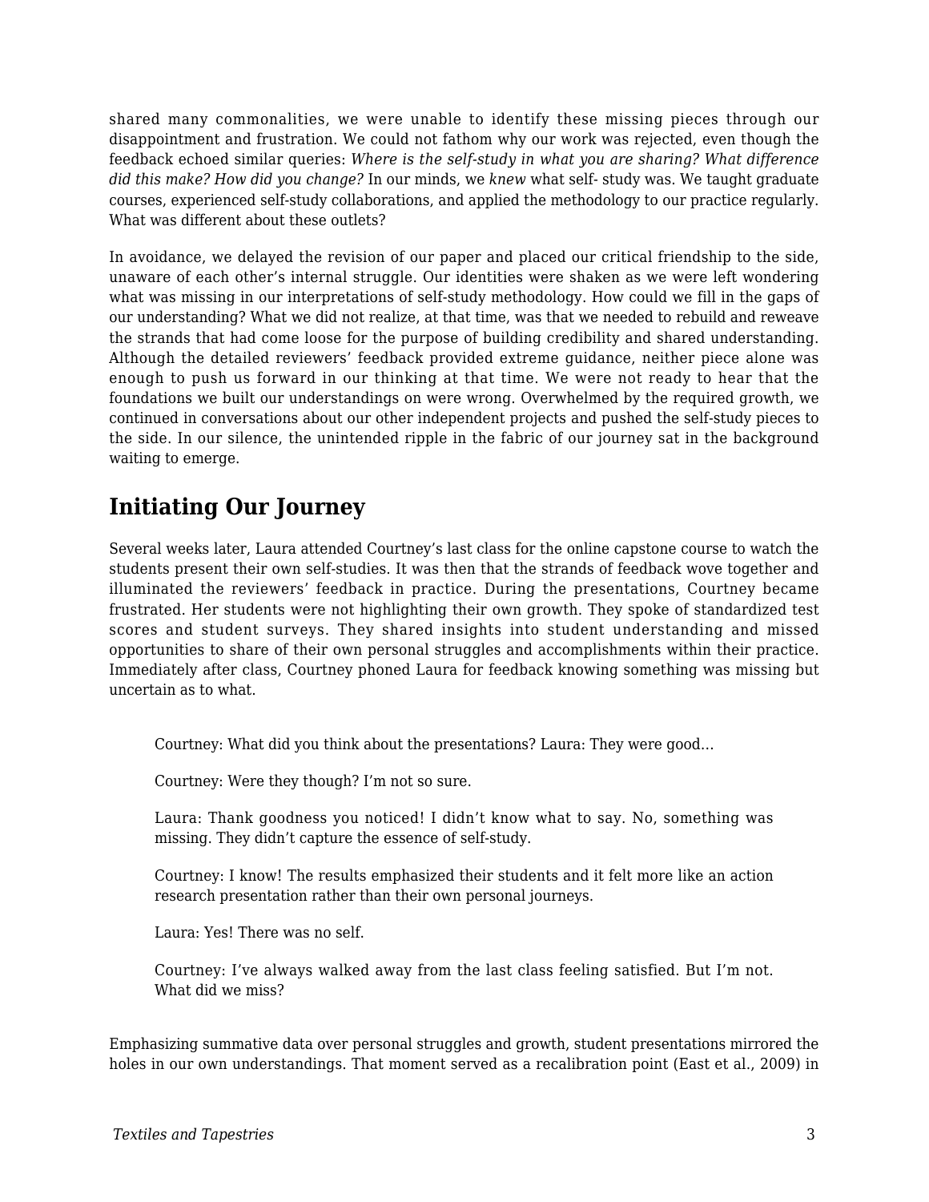shared many commonalities, we were unable to identify these missing pieces through our disappointment and frustration. We could not fathom why our work was rejected, even though the feedback echoed similar queries: *Where is the self-study in what you are sharing? What difference did this make? How did you change?* In our minds, we *knew* what self- study was. We taught graduate courses, experienced self-study collaborations, and applied the methodology to our practice regularly. What was different about these outlets?

In avoidance, we delayed the revision of our paper and placed our critical friendship to the side, unaware of each other's internal struggle. Our identities were shaken as we were left wondering what was missing in our interpretations of self-study methodology. How could we fill in the gaps of our understanding? What we did not realize, at that time, was that we needed to rebuild and reweave the strands that had come loose for the purpose of building credibility and shared understanding. Although the detailed reviewers' feedback provided extreme guidance, neither piece alone was enough to push us forward in our thinking at that time. We were not ready to hear that the foundations we built our understandings on were wrong. Overwhelmed by the required growth, we continued in conversations about our other independent projects and pushed the self-study pieces to the side. In our silence, the unintended ripple in the fabric of our journey sat in the background waiting to emerge.

## Initiating Our Journey

Several weeks later, Laura attended Courtney's last class for the online capstone course to watch the students present their own self-studies. It was then that the strands of feedback wove together and illuminated the reviewers' feedback in practice. During the presentations, Courtney became frustrated. Her students were not highlighting their own growth. They spoke of standardized test scores and student surveys. They shared insights into student understanding and missed opportunities to share of their own personal struggles and accomplishments within their practice. Immediately after class, Courtney phoned Laura for feedback knowing something was missing but uncertain as to what.

> Courtney: What did you think about the presentations? Laura: They were good…
>
> Courtney: Were they though? I'm not so sure.
>
> Laura: Thank goodness you noticed! I didn't know what to say. No, something was missing. They didn't capture the essence of self-study.
>
> Courtney: I know! The results emphasized their students and it felt more like an action research presentation rather than their own personal journeys.
>
> Laura: Yes! There was no self.
>
> Courtney: I've always walked away from the last class feeling satisfied. But I'm not. What did we miss?

Emphasizing summative data over personal struggles and growth, student presentations mirrored the holes in our own understandings. That moment served as a recalibration point (East et al., 2009) in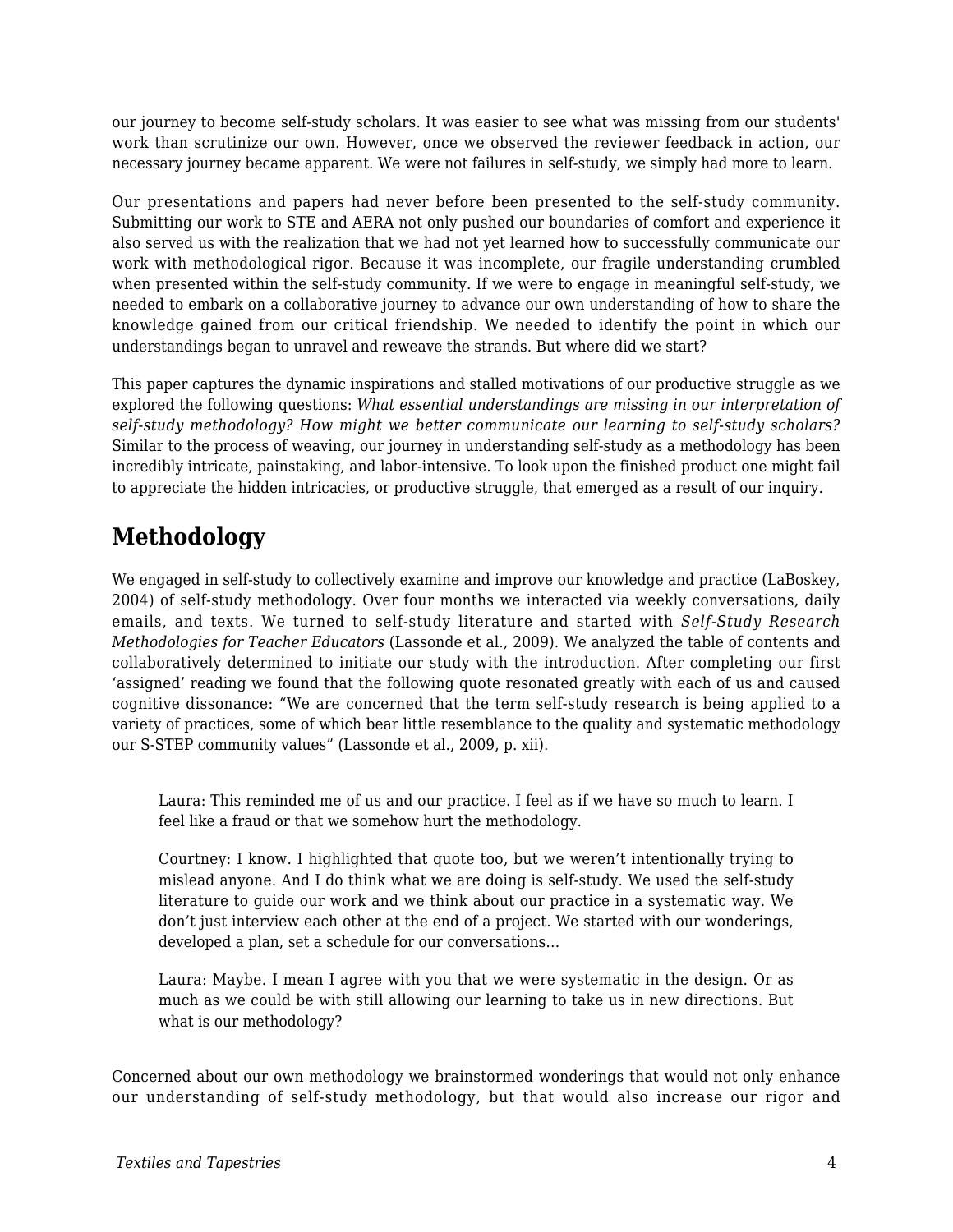our journey to become self-study scholars. It was easier to see what was missing from our students' work than scrutinize our own. However, once we observed the reviewer feedback in action, our necessary journey became apparent. We were not failures in self-study, we simply had more to learn.

Our presentations and papers had never before been presented to the self-study community. Submitting our work to STE and AERA not only pushed our boundaries of comfort and experience it also served us with the realization that we had not yet learned how to successfully communicate our work with methodological rigor. Because it was incomplete, our fragile understanding crumbled when presented within the self-study community. If we were to engage in meaningful self-study, we needed to embark on a collaborative journey to advance our own understanding of how to share the knowledge gained from our critical friendship. We needed to identify the point in which our understandings began to unravel and reweave the strands. But where did we start?

This paper captures the dynamic inspirations and stalled motivations of our productive struggle as we explored the following questions: *What essential understandings are missing in our interpretation of self-study methodology? How might we better communicate our learning to self-study scholars?* Similar to the process of weaving, our journey in understanding self-study as a methodology has been incredibly intricate, painstaking, and labor-intensive. To look upon the finished product one might fail to appreciate the hidden intricacies, or productive struggle, that emerged as a result of our inquiry.

## Methodology

We engaged in self-study to collectively examine and improve our knowledge and practice (LaBoskey, 2004) of self-study methodology. Over four months we interacted via weekly conversations, daily emails, and texts. We turned to self-study literature and started with *Self-Study Research Methodologies for Teacher Educators* (Lassonde et al., 2009). We analyzed the table of contents and collaboratively determined to initiate our study with the introduction. After completing our first 'assigned' reading we found that the following quote resonated greatly with each of us and caused cognitive dissonance: "We are concerned that the term self-study research is being applied to a variety of practices, some of which bear little resemblance to the quality and systematic methodology our S-STEP community values" (Lassonde et al., 2009, p. xii).

> Laura: This reminded me of us and our practice. I feel as if we have so much to learn. I feel like a fraud or that we somehow hurt the methodology.
>
> Courtney: I know. I highlighted that quote too, but we weren't intentionally trying to mislead anyone. And I do think what we are doing is self-study. We used the self-study literature to guide our work and we think about our practice in a systematic way. We don't just interview each other at the end of a project. We started with our wonderings, developed a plan, set a schedule for our conversations…
>
> Laura: Maybe. I mean I agree with you that we were systematic in the design. Or as much as we could be with still allowing our learning to take us in new directions. But what is our methodology?

Concerned about our own methodology we brainstormed wonderings that would not only enhance our understanding of self-study methodology, but that would also increase our rigor and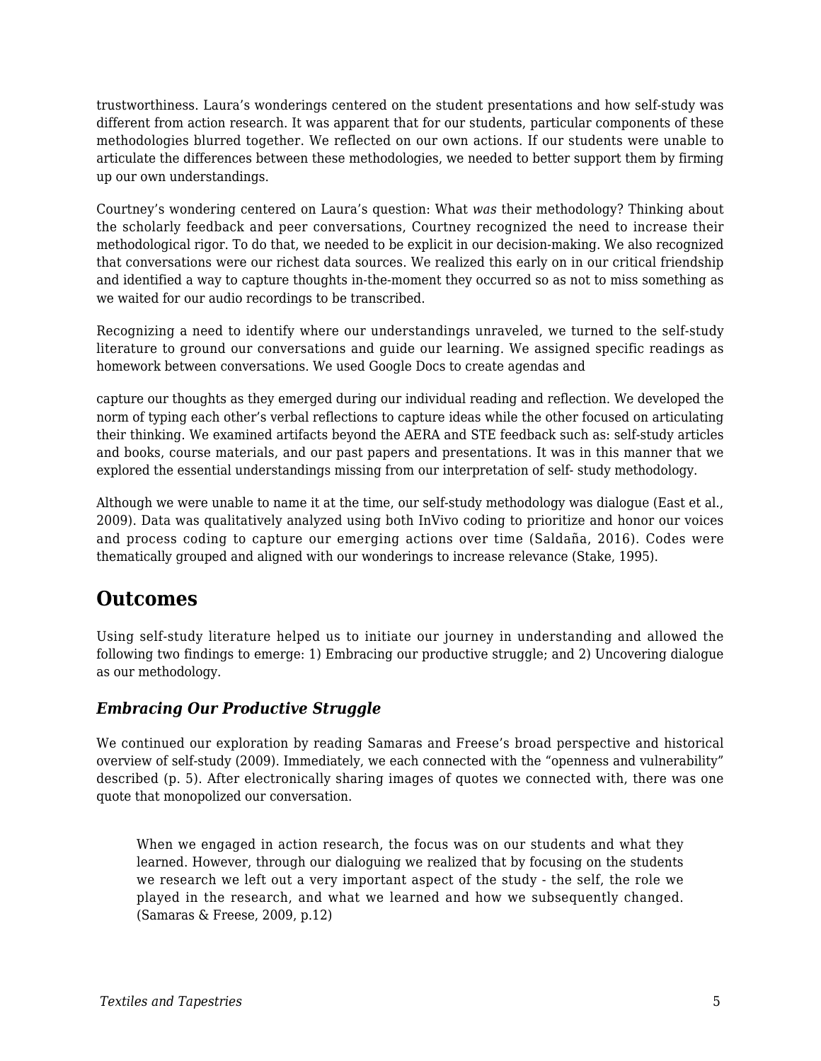trustworthiness. Laura's wonderings centered on the student presentations and how self-study was different from action research. It was apparent that for our students, particular components of these methodologies blurred together. We reflected on our own actions. If our students were unable to articulate the differences between these methodologies, we needed to better support them by firming up our own understandings.

Courtney's wondering centered on Laura's question: What *was* their methodology? Thinking about the scholarly feedback and peer conversations, Courtney recognized the need to increase their methodological rigor. To do that, we needed to be explicit in our decision-making. We also recognized that conversations were our richest data sources. We realized this early on in our critical friendship and identified a way to capture thoughts in-the-moment they occurred so as not to miss something as we waited for our audio recordings to be transcribed.

Recognizing a need to identify where our understandings unraveled, we turned to the self-study literature to ground our conversations and guide our learning. We assigned specific readings as homework between conversations. We used Google Docs to create agendas and capture our thoughts as they emerged during our individual reading and reflection. We developed the norm of typing each other's verbal reflections to capture ideas while the other focused on articulating their thinking. We examined artifacts beyond the AERA and STE feedback such as: self-study articles and books, course materials, and our past papers and presentations. It was in this manner that we explored the essential understandings missing from our interpretation of self- study methodology.

Although we were unable to name it at the time, our self-study methodology was dialogue (East et al., 2009). Data was qualitatively analyzed using both InVivo coding to prioritize and honor our voices and process coding to capture our emerging actions over time (Saldaña, 2016). Codes were thematically grouped and aligned with our wonderings to increase relevance (Stake, 1995).

## Outcomes

Using self-study literature helped us to initiate our journey in understanding and allowed the following two findings to emerge: 1) Embracing our productive struggle; and 2) Uncovering dialogue as our methodology.

### *Embracing Our Productive Struggle*

We continued our exploration by reading Samaras and Freese's broad perspective and historical overview of self-study (2009). Immediately, we each connected with the "openness and vulnerability" described (p. 5). After electronically sharing images of quotes we connected with, there was one quote that monopolized our conversation.

> When we engaged in action research, the focus was on our students and what they learned. However, through our dialoguing we realized that by focusing on the students we research we left out a very important aspect of the study - the self, the role we played in the research, and what we learned and how we subsequently changed. (Samaras & Freese, 2009, p.12)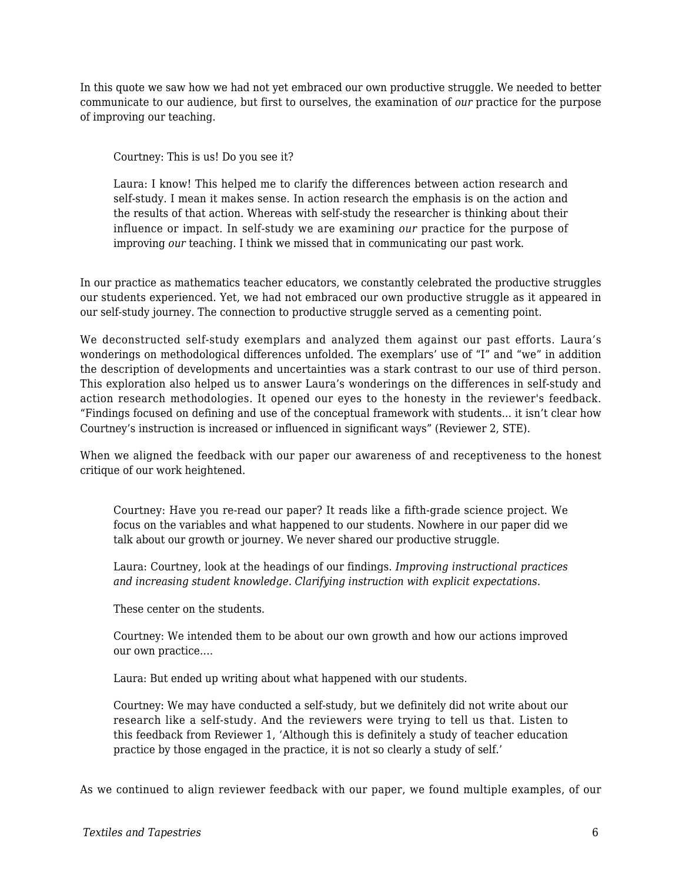In this quote we saw how we had not yet embraced our own productive struggle. We needed to better communicate to our audience, but first to ourselves, the examination of *our* practice for the purpose of improving our teaching.

> Courtney: This is us! Do you see it?
>
> Laura: I know! This helped me to clarify the differences between action research and self-study. I mean it makes sense. In action research the emphasis is on the action and the results of that action. Whereas with self-study the researcher is thinking about their influence or impact. In self-study we are examining *our* practice for the purpose of improving *our* teaching. I think we missed that in communicating our past work.

In our practice as mathematics teacher educators, we constantly celebrated the productive struggles our students experienced. Yet, we had not embraced our own productive struggle as it appeared in our self-study journey. The connection to productive struggle served as a cementing point.

We deconstructed self-study exemplars and analyzed them against our past efforts. Laura's wonderings on methodological differences unfolded. The exemplars' use of "I" and "we" in addition the description of developments and uncertainties was a stark contrast to our use of third person. This exploration also helped us to answer Laura's wonderings on the differences in self-study and action research methodologies. It opened our eyes to the honesty in the reviewer's feedback. "Findings focused on defining and use of the conceptual framework with students... it isn't clear how Courtney's instruction is increased or influenced in significant ways" (Reviewer 2, STE).

When we aligned the feedback with our paper our awareness of and receptiveness to the honest critique of our work heightened.

> Courtney: Have you re-read our paper? It reads like a fifth-grade science project. We focus on the variables and what happened to our students. Nowhere in our paper did we talk about our growth or journey. We never shared our productive struggle.
>
> Laura: Courtney, look at the headings of our findings. *Improving instructional practices and increasing student knowledge. Clarifying instruction with explicit expectations.*
>
> These center on the students.
>
> Courtney: We intended them to be about our own growth and how our actions improved our own practice....
>
> Laura: But ended up writing about what happened with our students.
>
> Courtney: We may have conducted a self-study, but we definitely did not write about our research like a self-study. And the reviewers were trying to tell us that. Listen to this feedback from Reviewer 1, 'Although this is definitely a study of teacher education practice by those engaged in the practice, it is not so clearly a study of self.'

As we continued to align reviewer feedback with our paper, we found multiple examples, of our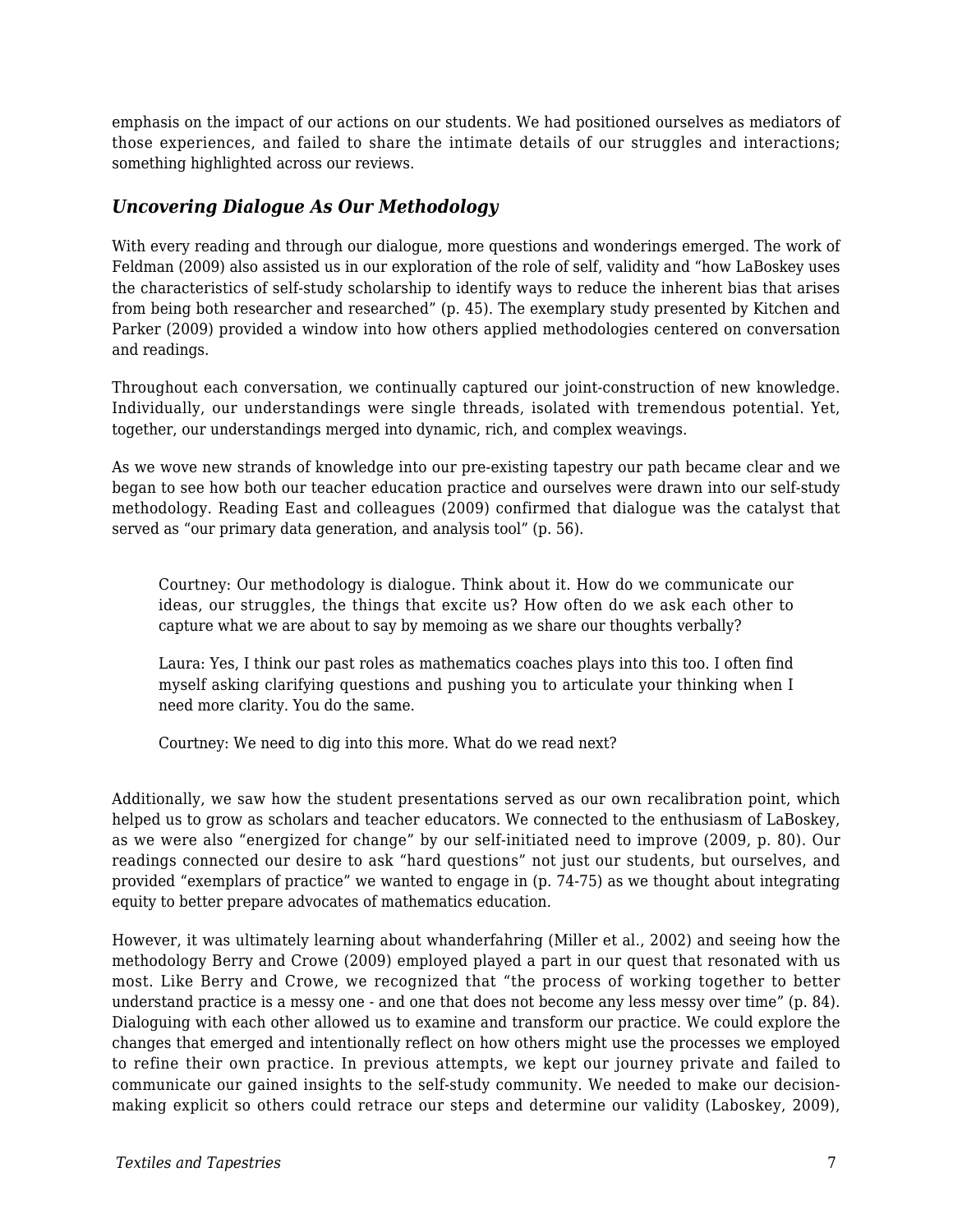emphasis on the impact of our actions on our students. We had positioned ourselves as mediators of those experiences, and failed to share the intimate details of our struggles and interactions; something highlighted across our reviews.

### *Uncovering Dialogue As Our Methodology*

With every reading and through our dialogue, more questions and wonderings emerged. The work of Feldman (2009) also assisted us in our exploration of the role of self, validity and "how LaBoskey uses the characteristics of self-study scholarship to identify ways to reduce the inherent bias that arises from being both researcher and researched" (p. 45). The exemplary study presented by Kitchen and Parker (2009) provided a window into how others applied methodologies centered on conversation and readings.

Throughout each conversation, we continually captured our joint-construction of new knowledge. Individually, our understandings were single threads, isolated with tremendous potential. Yet, together, our understandings merged into dynamic, rich, and complex weavings.

As we wove new strands of knowledge into our pre-existing tapestry our path became clear and we began to see how both our teacher education practice and ourselves were drawn into our self-study methodology. Reading East and colleagues (2009) confirmed that dialogue was the catalyst that served as "our primary data generation, and analysis tool" (p. 56).

> Courtney: Our methodology is dialogue. Think about it. How do we communicate our ideas, our struggles, the things that excite us? How often do we ask each other to capture what we are about to say by memoing as we share our thoughts verbally?
>
> Laura: Yes, I think our past roles as mathematics coaches plays into this too. I often find myself asking clarifying questions and pushing you to articulate your thinking when I need more clarity. You do the same.
>
> Courtney: We need to dig into this more. What do we read next?

Additionally, we saw how the student presentations served as our own recalibration point, which helped us to grow as scholars and teacher educators. We connected to the enthusiasm of LaBoskey, as we were also "energized for change" by our self-initiated need to improve (2009, p. 80). Our readings connected our desire to ask "hard questions" not just our students, but ourselves, and provided "exemplars of practice" we wanted to engage in (p. 74-75) as we thought about integrating equity to better prepare advocates of mathematics education.

However, it was ultimately learning about whanderfahring (Miller et al., 2002) and seeing how the methodology Berry and Crowe (2009) employed played a part in our quest that resonated with us most. Like Berry and Crowe, we recognized that "the process of working together to better understand practice is a messy one - and one that does not become any less messy over time" (p. 84). Dialoguing with each other allowed us to examine and transform our practice. We could explore the changes that emerged and intentionally reflect on how others might use the processes we employed to refine their own practice. In previous attempts, we kept our journey private and failed to communicate our gained insights to the self-study community. We needed to make our decision-making explicit so others could retrace our steps and determine our validity (Laboskey, 2009),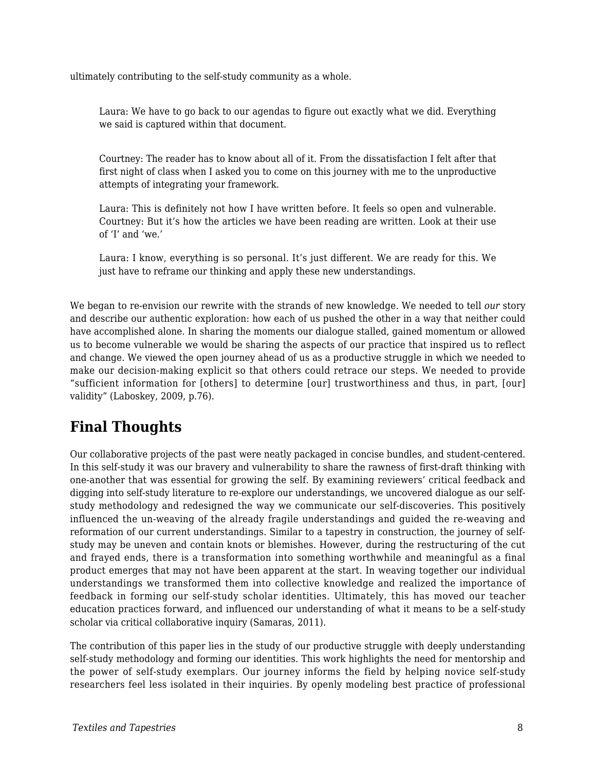ultimately contributing to the self-study community as a whole.

> Laura: We have to go back to our agendas to figure out exactly what we did. Everything we said is captured within that document.
>
> Courtney: The reader has to know about all of it. From the dissatisfaction I felt after that first night of class when I asked you to come on this journey with me to the unproductive attempts of integrating your framework.
>
> Laura: This is definitely not how I have written before. It feels so open and vulnerable.
> Courtney: But it's how the articles we have been reading are written. Look at their use of 'I' and 'we.'
>
> Laura: I know, everything is so personal. It's just different. We are ready for this. We just have to reframe our thinking and apply these new understandings.

We began to re-envision our rewrite with the strands of new knowledge. We needed to tell *our* story and describe our authentic exploration: how each of us pushed the other in a way that neither could have accomplished alone. In sharing the moments our dialogue stalled, gained momentum or allowed us to become vulnerable we would be sharing the aspects of our practice that inspired us to reflect and change. We viewed the open journey ahead of us as a productive struggle in which we needed to make our decision-making explicit so that others could retrace our steps. We needed to provide "sufficient information for [others] to determine [our] trustworthiness and thus, in part, [our] validity" (Laboskey, 2009, p.76).

## Final Thoughts

Our collaborative projects of the past were neatly packaged in concise bundles, and student-centered. In this self-study it was our bravery and vulnerability to share the rawness of first-draft thinking with one-another that was essential for growing the self. By examining reviewers' critical feedback and digging into self-study literature to re-explore our understandings, we uncovered dialogue as our self-study methodology and redesigned the way we communicate our self-discoveries. This positively influenced the un-weaving of the already fragile understandings and guided the re-weaving and reformation of our current understandings. Similar to a tapestry in construction, the journey of self-study may be uneven and contain knots or blemishes. However, during the restructuring of the cut and frayed ends, there is a transformation into something worthwhile and meaningful as a final product emerges that may not have been apparent at the start. In weaving together our individual understandings we transformed them into collective knowledge and realized the importance of feedback in forming our self-study scholar identities. Ultimately, this has moved our teacher education practices forward, and influenced our understanding of what it means to be a self-study scholar via critical collaborative inquiry (Samaras, 2011).

The contribution of this paper lies in the study of our productive struggle with deeply understanding self-study methodology and forming our identities. This work highlights the need for mentorship and the power of self-study exemplars. Our journey informs the field by helping novice self-study researchers feel less isolated in their inquiries. By openly modeling best practice of professional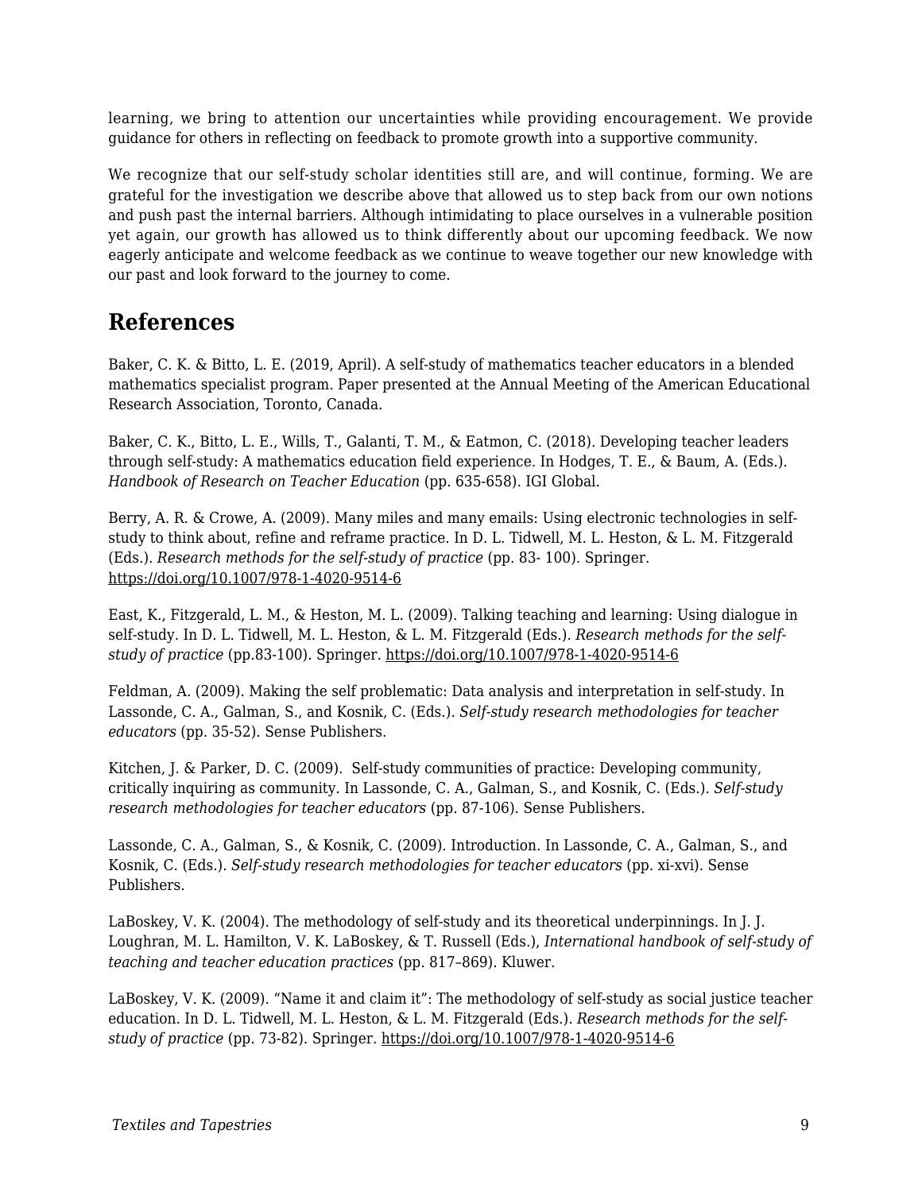learning, we bring to attention our uncertainties while providing encouragement. We provide guidance for others in reflecting on feedback to promote growth into a supportive community.

We recognize that our self-study scholar identities still are, and will continue, forming. We are grateful for the investigation we describe above that allowed us to step back from our own notions and push past the internal barriers. Although intimidating to place ourselves in a vulnerable position yet again, our growth has allowed us to think differently about our upcoming feedback. We now eagerly anticipate and welcome feedback as we continue to weave together our new knowledge with our past and look forward to the journey to come.

## References

Baker, C. K. & Bitto, L. E. (2019, April). A self-study of mathematics teacher educators in a blended mathematics specialist program. Paper presented at the Annual Meeting of the American Educational Research Association, Toronto, Canada.

Baker, C. K., Bitto, L. E., Wills, T., Galanti, T. M., & Eatmon, C. (2018). Developing teacher leaders through self-study: A mathematics education field experience. In Hodges, T. E., & Baum, A. (Eds.). *Handbook of Research on Teacher Education* (pp. 635-658). IGI Global.

Berry, A. R. & Crowe, A. (2009). Many miles and many emails: Using electronic technologies in self-study to think about, refine and reframe practice. In D. L. Tidwell, M. L. Heston, & L. M. Fitzgerald (Eds.). *Research methods for the self-study of practice* (pp. 83- 100). Springer. https://doi.org/10.1007/978-1-4020-9514-6

East, K., Fitzgerald, L. M., & Heston, M. L. (2009). Talking teaching and learning: Using dialogue in self-study. In D. L. Tidwell, M. L. Heston, & L. M. Fitzgerald (Eds.). *Research methods for the self-study of practice* (pp.83-100). Springer. https://doi.org/10.1007/978-1-4020-9514-6

Feldman, A. (2009). Making the self problematic: Data analysis and interpretation in self-study. In Lassonde, C. A., Galman, S., and Kosnik, C. (Eds.). *Self-study research methodologies for teacher educators* (pp. 35-52). Sense Publishers.

Kitchen, J. & Parker, D. C. (2009). Self-study communities of practice: Developing community, critically inquiring as community. In Lassonde, C. A., Galman, S., and Kosnik, C. (Eds.). *Self-study research methodologies for teacher educators* (pp. 87-106). Sense Publishers.

Lassonde, C. A., Galman, S., & Kosnik, C. (2009). Introduction. In Lassonde, C. A., Galman, S., and Kosnik, C. (Eds.). *Self-study research methodologies for teacher educators* (pp. xi-xvi). Sense Publishers.

LaBoskey, V. K. (2004). The methodology of self-study and its theoretical underpinnings. In J. J. Loughran, M. L. Hamilton, V. K. LaBoskey, & T. Russell (Eds.), *International handbook of self-study of teaching and teacher education practices* (pp. 817–869). Kluwer.

LaBoskey, V. K. (2009). "Name it and claim it": The methodology of self-study as social justice teacher education. In D. L. Tidwell, M. L. Heston, & L. M. Fitzgerald (Eds.). *Research methods for the self-study of practice* (pp. 73-82). Springer. https://doi.org/10.1007/978-1-4020-9514-6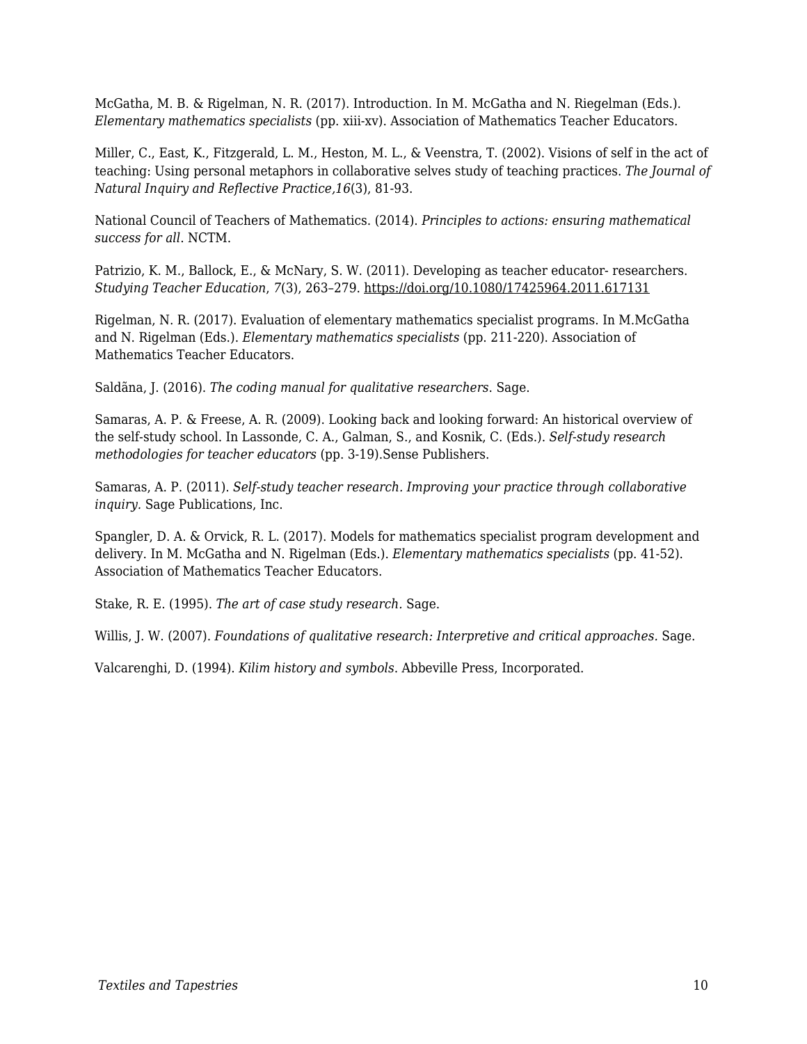McGatha, M. B. & Rigelman, N. R. (2017). Introduction. In M. McGatha and N. Riegelman (Eds.). *Elementary mathematics specialists* (pp. xiii-xv). Association of Mathematics Teacher Educators.

Miller, C., East, K., Fitzgerald, L. M., Heston, M. L., & Veenstra, T. (2002). Visions of self in the act of teaching: Using personal metaphors in collaborative selves study of teaching practices. *The Journal of Natural Inquiry and Reflective Practice,16*(3), 81-93.

National Council of Teachers of Mathematics. (2014). *Principles to actions: ensuring mathematical success for all*. NCTM.

Patrizio, K. M., Ballock, E., & McNary, S. W. (2011). Developing as teacher educator- researchers. *Studying Teacher Education*, *7*(3), 263–279. https://doi.org/10.1080/17425964.2011.617131

Rigelman, N. R. (2017). Evaluation of elementary mathematics specialist programs. In M.McGatha and N. Rigelman (Eds.). *Elementary mathematics specialists* (pp. 211-220). Association of Mathematics Teacher Educators.

Saldãna, J. (2016). *The coding manual for qualitative researchers*. Sage.

Samaras, A. P. & Freese, A. R. (2009). Looking back and looking forward: An historical overview of the self-study school. In Lassonde, C. A., Galman, S., and Kosnik, C. (Eds.). *Self-study research methodologies for teacher educators* (pp. 3-19).Sense Publishers.

Samaras, A. P. (2011). *Self-study teacher research. Improving your practice through collaborative inquiry.* Sage Publications, Inc.

Spangler, D. A. & Orvick, R. L. (2017). Models for mathematics specialist program development and delivery. In M. McGatha and N. Rigelman (Eds.). *Elementary mathematics specialists* (pp. 41-52). Association of Mathematics Teacher Educators.

Stake, R. E. (1995). *The art of case study research.* Sage.

Willis, J. W. (2007). *Foundations of qualitative research: Interpretive and critical approaches.* Sage.

Valcarenghi, D. (1994). *Kilim history and symbols*. Abbeville Press, Incorporated.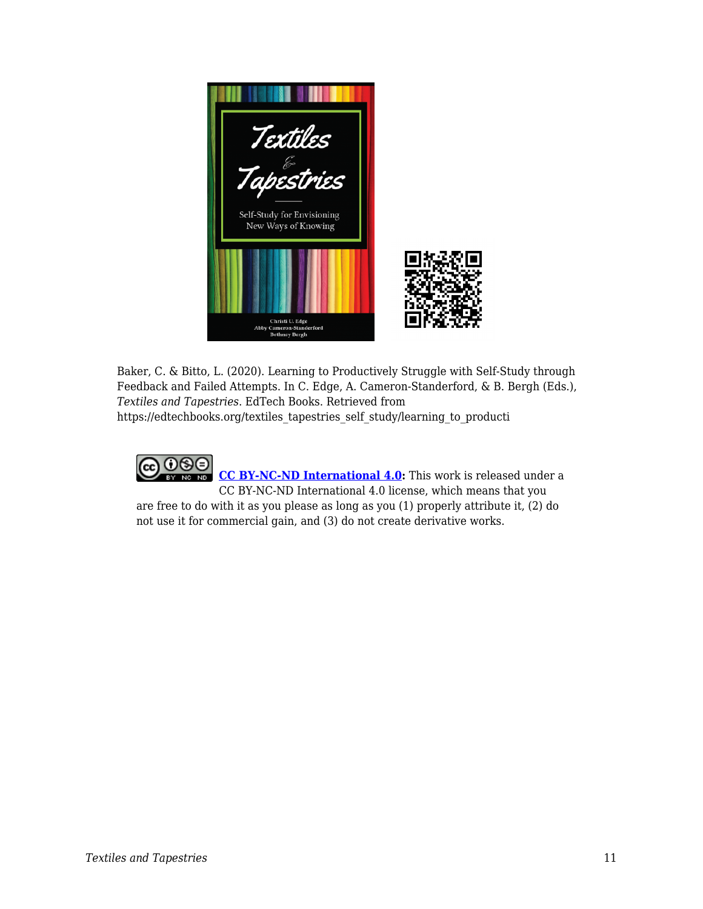Baker, C. & Bitto, L. (2020). Learning to Productively Struggle with Self-Study through Feedback and Failed Attempts. In C. Edge, A. Cameron-Standerford, & B. Bergh (Eds.), *Textiles and Tapestries*. EdTech Books. Retrieved from https://edtechbooks.org/textiles_tapestries_self_study/learning_to_producti

**[CC BY-NC-ND International 4.0](https://creativecommons.org/licenses/by-nc-nd/4.0/):** This work is released under a CC BY-NC-ND International 4.0 license, which means that you are free to do with it as you please as long as you (1) properly attribute it, (2) do not use it for commercial gain, and (3) do not create derivative works.